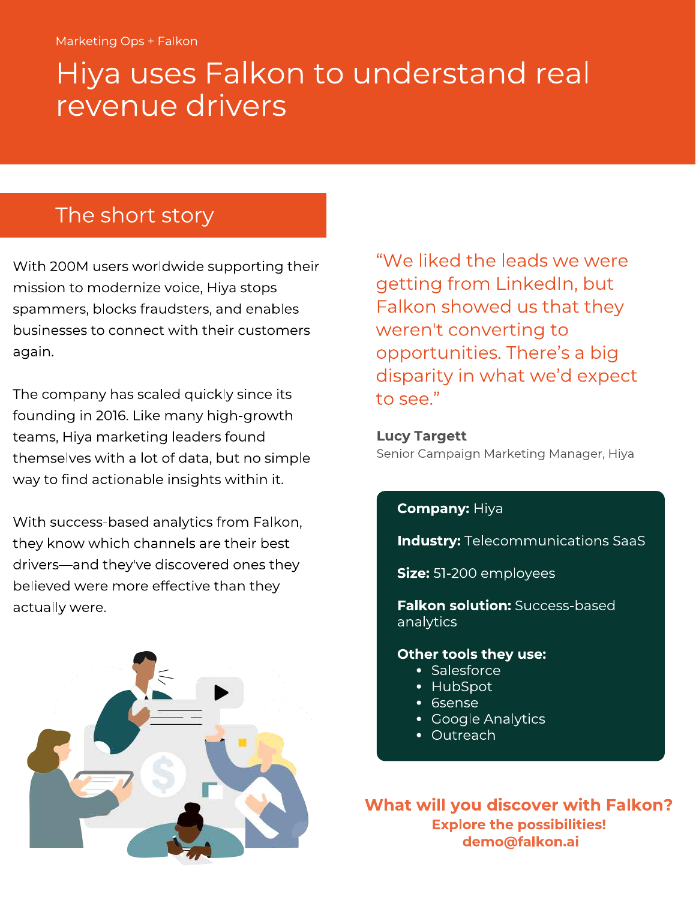Marketing Ops + Falkon

# Hiya uses Falkon to understand real revenue drivers

## The short story

With 200M users worldwide supporting their mission to modernize voice, Hiya stops spammers, blocks fraudsters, and enables businesses to connect with their customers again.

The company has scaled quickly since its founding in 2016. Like many high-growth teams, Hiya marketing leaders found themselves with a lot of data, but no simple way to find actionable insights within it.

With success-based analytics from Falkon, they know which channels are their best drivers—and they've discovered ones they believed were more effective than they actually were.

> "We liked the leads we were getting from LinkedIn, but Falkon showed us that they weren't converting to opportunities. There's a big disparity in what we'd expect to see."

**Lucy Targett**
Senior Campaign Marketing Manager, Hiya

**Company:** Hiya

**Industry:** Telecommunications SaaS

**Size:** 51-200 employees

**Falkon solution:** Success-based analytics

**Other tools they use:**

- Salesforce
- HubSpot
- 6sense
- Google Analytics
- Outreach

**What will you discover with Falkon?**
**Explore the possibilities!**
**demo@falkon.ai**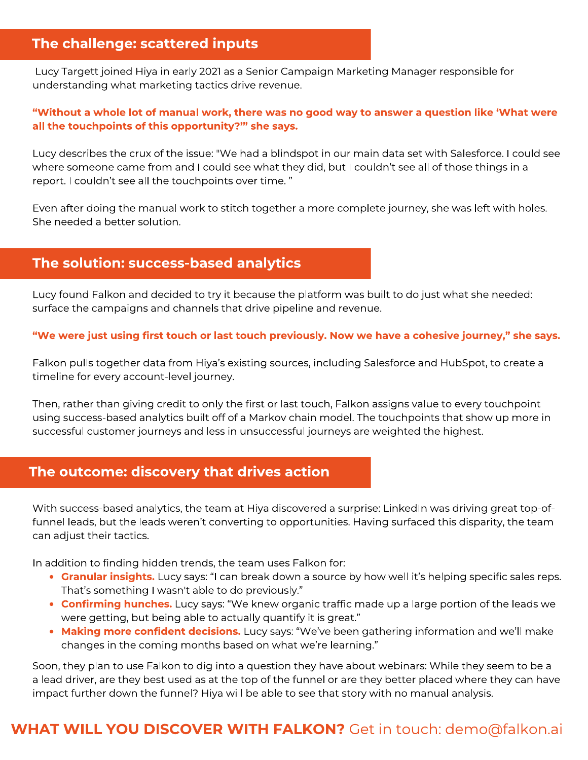## The challenge: scattered inputs

Lucy Targett joined Hiya in early 2021 as a Senior Campaign Marketing Manager responsible for understanding what marketing tactics drive revenue.

**“Without a whole lot of manual work, there was no good way to answer a question like ‘What were all the touchpoints of this opportunity?’” she says.**

Lucy describes the crux of the issue: "We had a blindspot in our main data set with Salesforce. I could see where someone came from and I could see what they did, but I couldn’t see all of those things in a report. I couldn’t see all the touchpoints over time. ”

Even after doing the manual work to stitch together a more complete journey, she was left with holes. She needed a better solution.

## The solution: success-based analytics

Lucy found Falkon and decided to try it because the platform was built to do just what she needed: surface the campaigns and channels that drive pipeline and revenue.

**“We were just using first touch or last touch previously. Now we have a cohesive journey,” she says.**

Falkon pulls together data from Hiya’s existing sources, including Salesforce and HubSpot, to create a timeline for every account-level journey.

Then, rather than giving credit to only the first or last touch, Falkon assigns value to every touchpoint using success-based analytics built off of a Markov chain model. The touchpoints that show up more in successful customer journeys and less in unsuccessful journeys are weighted the highest.

## The outcome: discovery that drives action

With success-based analytics, the team at Hiya discovered a surprise: LinkedIn was driving great top-of-funnel leads, but the leads weren’t converting to opportunities. Having surfaced this disparity, the team can adjust their tactics.

In addition to finding hidden trends, the team uses Falkon for:

- **Granular insights.** Lucy says: “I can break down a source by how well it’s helping specific sales reps. That’s something I wasn't able to do previously.”
- **Confirming hunches.** Lucy says: “We knew organic traffic made up a large portion of the leads we were getting, but being able to actually quantify it is great.”
- **Making more confident decisions.** Lucy says: “We’ve been gathering information and we’ll make changes in the coming months based on what we’re learning.”

Soon, they plan to use Falkon to dig into a question they have about webinars: While they seem to be a a lead driver, are they best used as at the top of the funnel or are they better placed where they can have impact further down the funnel? Hiya will be able to see that story with no manual analysis.

**WHAT WILL YOU DISCOVER WITH FALKON?** Get in touch: demo@falkon.ai